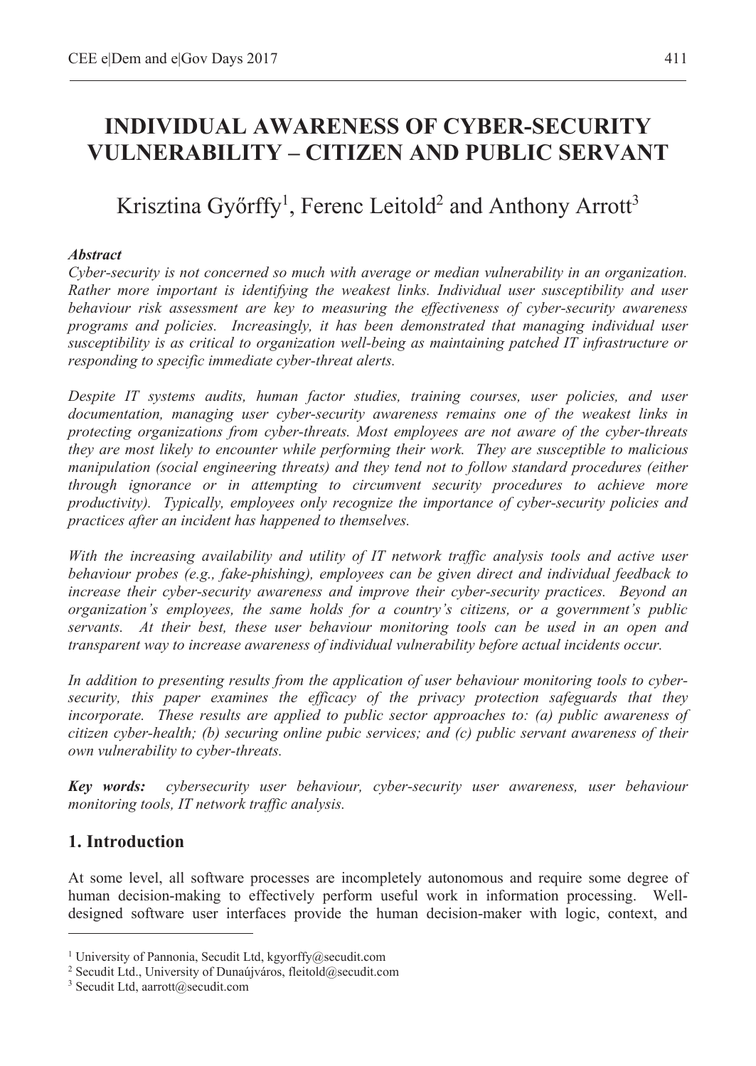# INDIVIDUAL AWARENESS OF CYBER-SECURITY VULNERABILITY – CITIZEN AND PUBLIC SERVANT

Krisztina Győrffy[1], Ferenc Leitold[2] and Anthony Arrott[3]

***Abstract***

*Cyber-security is not concerned so much with average or median vulnerability in an organization. Rather more important is identifying the weakest links. Individual user susceptibility and user behaviour risk assessment are key to measuring the effectiveness of cyber-security awareness programs and policies. Increasingly, it has been demonstrated that managing individual user susceptibility is as critical to organization well-being as maintaining patched IT infrastructure or responding to specific immediate cyber-threat alerts.*

*Despite IT systems audits, human factor studies, training courses, user policies, and user documentation, managing user cyber-security awareness remains one of the weakest links in protecting organizations from cyber-threats. Most employees are not aware of the cyber-threats they are most likely to encounter while performing their work. They are susceptible to malicious manipulation (social engineering threats) and they tend not to follow standard procedures (either through ignorance or in attempting to circumvent security procedures to achieve more productivity). Typically, employees only recognize the importance of cyber-security policies and practices after an incident has happened to themselves.*

*With the increasing availability and utility of IT network traffic analysis tools and active user behaviour probes (e.g., fake-phishing), employees can be given direct and individual feedback to increase their cyber-security awareness and improve their cyber-security practices. Beyond an organization's employees, the same holds for a country's citizens, or a government's public servants. At their best, these user behaviour monitoring tools can be used in an open and transparent way to increase awareness of individual vulnerability before actual incidents occur.*

*In addition to presenting results from the application of user behaviour monitoring tools to cyber-security, this paper examines the efficacy of the privacy protection safeguards that they incorporate. These results are applied to public sector approaches to: (a) public awareness of citizen cyber-health; (b) securing online pubic services; and (c) public servant awareness of their own vulnerability to cyber-threats.*

***Key words:*** *cybersecurity user behaviour, cyber-security user awareness, user behaviour monitoring tools, IT network traffic analysis.*

## 1. Introduction

At some level, all software processes are incompletely autonomous and require some degree of human decision-making to effectively perform useful work in information processing. Well-designed software user interfaces provide the human decision-maker with logic, context, and

[1] University of Pannonia, Secudit Ltd, kgyorffy@secudit.com

[2] Secudit Ltd., University of Dunaújváros, fleitold@secudit.com

[3] Secudit Ltd, aarrott@secudit.com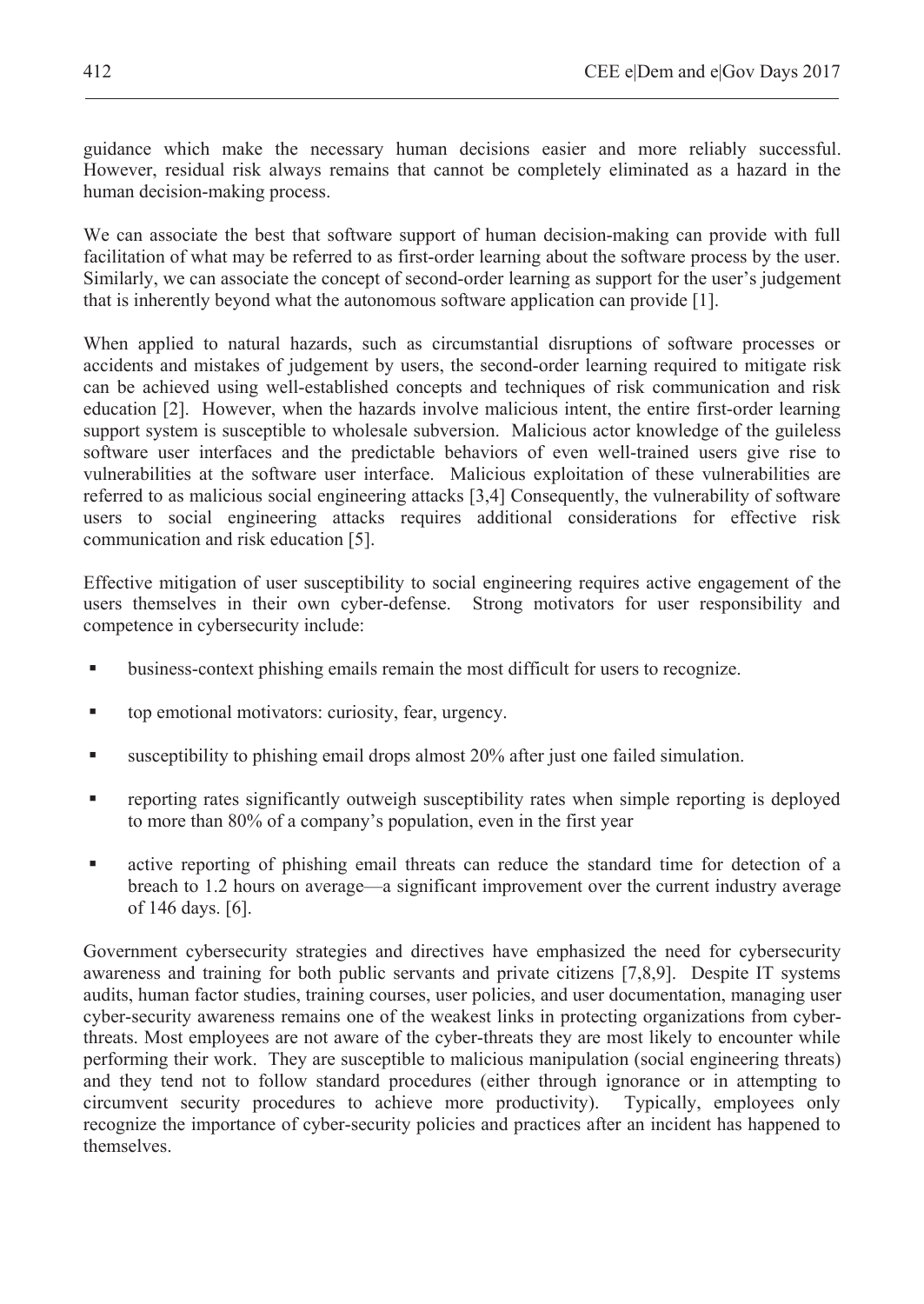guidance which make the necessary human decisions easier and more reliably successful. However, residual risk always remains that cannot be completely eliminated as a hazard in the human decision-making process.

We can associate the best that software support of human decision-making can provide with full facilitation of what may be referred to as first-order learning about the software process by the user. Similarly, we can associate the concept of second-order learning as support for the user's judgement that is inherently beyond what the autonomous software application can provide [1].

When applied to natural hazards, such as circumstantial disruptions of software processes or accidents and mistakes of judgement by users, the second-order learning required to mitigate risk can be achieved using well-established concepts and techniques of risk communication and risk education [2]. However, when the hazards involve malicious intent, the entire first-order learning support system is susceptible to wholesale subversion. Malicious actor knowledge of the guileless software user interfaces and the predictable behaviors of even well-trained users give rise to vulnerabilities at the software user interface. Malicious exploitation of these vulnerabilities are referred to as malicious social engineering attacks [3,4] Consequently, the vulnerability of software users to social engineering attacks requires additional considerations for effective risk communication and risk education [5].

Effective mitigation of user susceptibility to social engineering requires active engagement of the users themselves in their own cyber-defense. Strong motivators for user responsibility and competence in cybersecurity include:

- business-context phishing emails remain the most difficult for users to recognize.
- top emotional motivators: curiosity, fear, urgency.
- susceptibility to phishing email drops almost 20% after just one failed simulation.
- reporting rates significantly outweigh susceptibility rates when simple reporting is deployed to more than 80% of a company's population, even in the first year
- active reporting of phishing email threats can reduce the standard time for detection of a breach to 1.2 hours on average—a significant improvement over the current industry average of 146 days. [6].

Government cybersecurity strategies and directives have emphasized the need for cybersecurity awareness and training for both public servants and private citizens [7,8,9]. Despite IT systems audits, human factor studies, training courses, user policies, and user documentation, managing user cyber-security awareness remains one of the weakest links in protecting organizations from cyber-threats. Most employees are not aware of the cyber-threats they are most likely to encounter while performing their work. They are susceptible to malicious manipulation (social engineering threats) and they tend not to follow standard procedures (either through ignorance or in attempting to circumvent security procedures to achieve more productivity). Typically, employees only recognize the importance of cyber-security policies and practices after an incident has happened to themselves.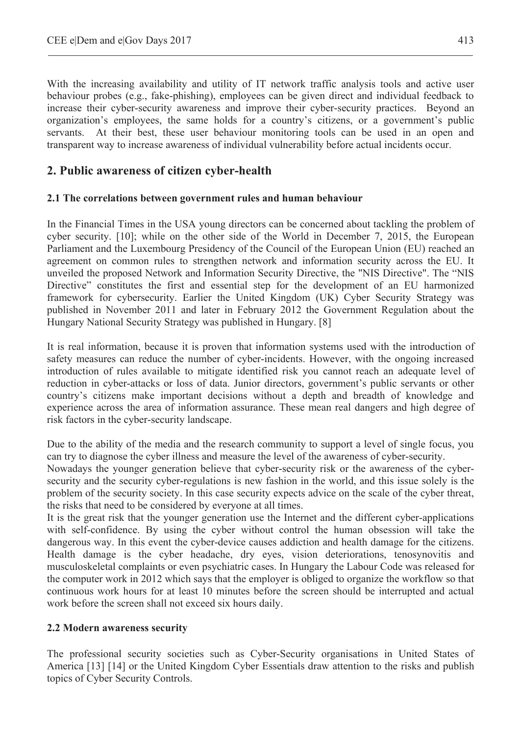With the increasing availability and utility of IT network traffic analysis tools and active user behaviour probes (e.g., fake-phishing), employees can be given direct and individual feedback to increase their cyber-security awareness and improve their cyber-security practices. Beyond an organization's employees, the same holds for a country's citizens, or a government's public servants. At their best, these user behaviour monitoring tools can be used in an open and transparent way to increase awareness of individual vulnerability before actual incidents occur.

## 2. Public awareness of citizen cyber-health

### 2.1 The correlations between government rules and human behaviour

In the Financial Times in the USA young directors can be concerned about tackling the problem of cyber security. [10]; while on the other side of the World in December 7, 2015, the European Parliament and the Luxembourg Presidency of the Council of the European Union (EU) reached an agreement on common rules to strengthen network and information security across the EU. It unveiled the proposed Network and Information Security Directive, the "NIS Directive". The "NIS Directive" constitutes the first and essential step for the development of an EU harmonized framework for cybersecurity. Earlier the United Kingdom (UK) Cyber Security Strategy was published in November 2011 and later in February 2012 the Government Regulation about the Hungary National Security Strategy was published in Hungary. [8]

It is real information, because it is proven that information systems used with the introduction of safety measures can reduce the number of cyber-incidents. However, with the ongoing increased introduction of rules available to mitigate identified risk you cannot reach an adequate level of reduction in cyber-attacks or loss of data. Junior directors, government's public servants or other country's citizens make important decisions without a depth and breadth of knowledge and experience across the area of information assurance. These mean real dangers and high degree of risk factors in the cyber-security landscape.

Due to the ability of the media and the research community to support a level of single focus, you can try to diagnose the cyber illness and measure the level of the awareness of cyber-security.

Nowadays the younger generation believe that cyber-security risk or the awareness of the cyber-security and the security cyber-regulations is new fashion in the world, and this issue solely is the problem of the security society. In this case security expects advice on the scale of the cyber threat, the risks that need to be considered by everyone at all times.

It is the great risk that the younger generation use the Internet and the different cyber-applications with self-confidence. By using the cyber without control the human obsession will take the dangerous way. In this event the cyber-device causes addiction and health damage for the citizens. Health damage is the cyber headache, dry eyes, vision deteriorations, tenosynovitis and musculoskeletal complaints or even psychiatric cases. In Hungary the Labour Code was released for the computer work in 2012 which says that the employer is obliged to organize the workflow so that continuous work hours for at least 10 minutes before the screen should be interrupted and actual work before the screen shall not exceed six hours daily.

### 2.2 Modern awareness security

The professional security societies such as Cyber-Security organisations in United States of America [13] [14] or the United Kingdom Cyber Essentials draw attention to the risks and publish topics of Cyber Security Controls.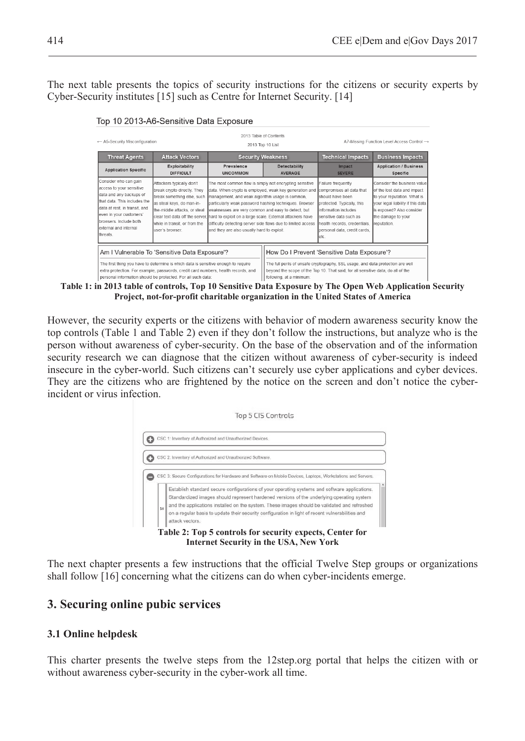The next table presents the topics of security instructions for the citizens or security experts by Cyber-Security institutes [15] such as Centre for Internet Security. [14]

Top 10 2013-A6-Sensitive Data Exposure

← A5-Security Misconfiguration — 2013 Table of Contents — 2013 Top 10 List — A7-Missing Function Level Access Control →

| Threat Agents | Attack Vectors | Security Weakness | | Technical Impacts | Business Impacts |
|---|---|---|---|---|---|
| Application Specific | Exploitability DIFFICULT | Prevalence UNCOMMON | Detectability AVERAGE | Impact SEVERE | Application / Business Specific |
| Consider who can gain access to your sensitive data and any backups of that data. This includes the data at rest, in transit, and even in your customers' browsers. Include both external and internal threats. | Attackers typically don't break crypto directly. They break something else, such as steal keys, do man-in-the-middle attacks, or steal clear text data off the server, while in transit, or from the user's browser. | The most common flaw is simply not encrypting sensitive data. When crypto is employed, weak key generation and management, and weak algorithm usage is common, particularly weak password hashing techniques. Browser weaknesses are very common and easy to detect, but hard to exploit on a large scale. External attackers have difficulty detecting server side flaws due to limited access and they are also usually hard to exploit. | | Failure frequently compromises all data that should have been protected. Typically, this information includes sensitive data such as health records, credentials, personal data, credit cards, etc. | Consider the business value of the lost data and impact to your reputation. What is your legal liability if this data is exposed? Also consider the damage to your reputation. |

| Am I Vulnerable To 'Sensitive Data Exposure'? | How Do I Prevent 'Sensitive Data Exposure'? |
|---|---|
| The first thing you have to determine is which data is sensitive enough to require extra protection. For example, passwords, credit card numbers, health records, and personal information should be protected. For all such data: | The full perils of unsafe cryptography, SSL usage, and data protection are well beyond the scope of the Top 10. That said, for all sensitive data, do all of the following, at a minimum: |

**Table 1: in 2013 table of controls, Top 10 Sensitive Data Exposure by The Open Web Application Security Project, not-for-profit charitable organization in the United States of America**

However, the security experts or the citizens with behavior of modern awareness security know the top controls (Table 1 and Table 2) even if they don't follow the instructions, but analyze who is the person without awareness of cyber-security. On the base of the observation and of the information security research we can diagnose that the citizen without awareness of cyber-security is indeed insecure in the cyber-world. Such citizens can't securely use cyber applications and cyber devices. They are the citizens who are frightened by the notice on the screen and don't notice the cyber-incident or virus infection.

Top 5 CIS Controls

- CSC 1: Inventory of Authorized and Unauthorized Devices.
- CSC 2: Inventory of Authorized and Unauthorized Software.
- CSC 3: Secure Configurations for Hardware and Software on Mobile Devices, Laptops, Workstations and Servers.
  - 3.1 Establish standard secure configurations of your operating systems and software applications. Standardized images should represent hardened versions of the underlying operating system and the applications installed on the system. These images should be validated and refreshed on a regular basis to update their security configuration in light of recent vulnerabilities and attack vectors.

**Table 2: Top 5 controls for security expects, Center for Internet Security in the USA, New York**

The next chapter presents a few instructions that the official Twelve Step groups or organizations shall follow [16] concerning what the citizens can do when cyber-incidents emerge.

## 3. Securing online pubic services

### 3.1 Online helpdesk

This charter presents the twelve steps from the 12step.org portal that helps the citizen with or without awareness cyber-security in the cyber-work all time.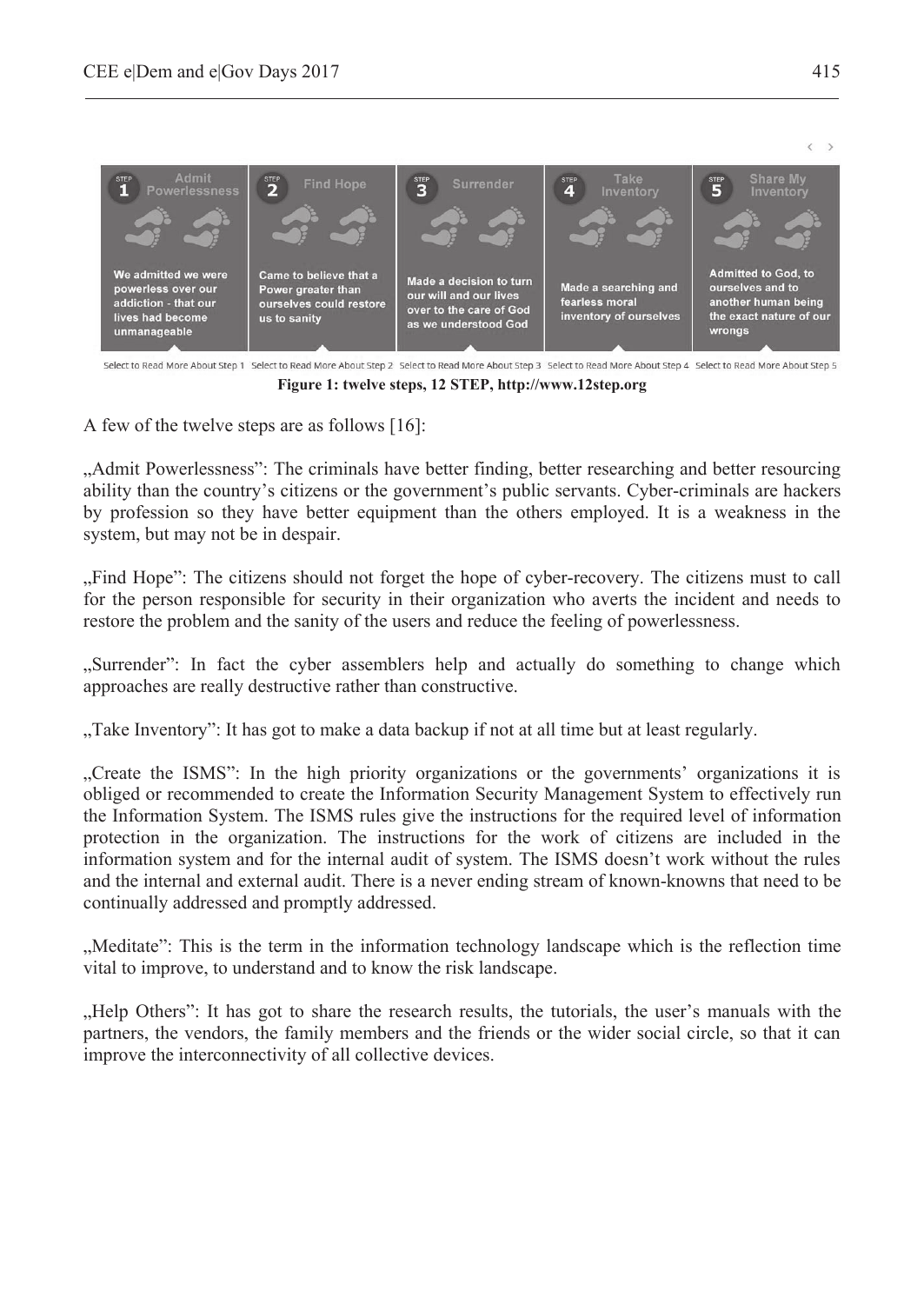| STEP 1 Admit Powerlessness | STEP 2 Find Hope | STEP 3 Surrender | STEP 4 Take Inventory | STEP 5 Share My Inventory |
| --- | --- | --- | --- | --- |
| We admitted we were powerless over our addiction - that our lives had become unmanageable | Came to believe that a Power greater than ourselves could restore us to sanity | Made a decision to turn our will and our lives over to the care of God as we understood God | Made a searching and fearless moral inventory of ourselves | Admitted to God, to ourselves and to another human being the exact nature of our wrongs |
| Select to Read More About Step 1 | Select to Read More About Step 2 | Select to Read More About Step 3 | Select to Read More About Step 4 | Select to Read More About Step 5 |

**Figure 1: twelve steps, 12 STEP, http://www.12step.org**

A few of the twelve steps are as follows [16]:

„Admit Powerlessness": The criminals have better finding, better researching and better resourcing ability than the country's citizens or the government's public servants. Cyber-criminals are hackers by profession so they have better equipment than the others employed. It is a weakness in the system, but may not be in despair.

„Find Hope": The citizens should not forget the hope of cyber-recovery. The citizens must to call for the person responsible for security in their organization who averts the incident and needs to restore the problem and the sanity of the users and reduce the feeling of powerlessness.

„Surrender": In fact the cyber assemblers help and actually do something to change which approaches are really destructive rather than constructive.

„Take Inventory": It has got to make a data backup if not at all time but at least regularly.

„Create the ISMS": In the high priority organizations or the governments' organizations it is obliged or recommended to create the Information Security Management System to effectively run the Information System. The ISMS rules give the instructions for the required level of information protection in the organization. The instructions for the work of citizens are included in the information system and for the internal audit of system. The ISMS doesn't work without the rules and the internal and external audit. There is a never ending stream of known-knowns that need to be continually addressed and promptly addressed.

„Meditate": This is the term in the information technology landscape which is the reflection time vital to improve, to understand and to know the risk landscape.

„Help Others": It has got to share the research results, the tutorials, the user's manuals with the partners, the vendors, the family members and the friends or the wider social circle, so that it can improve the interconnectivity of all collective devices.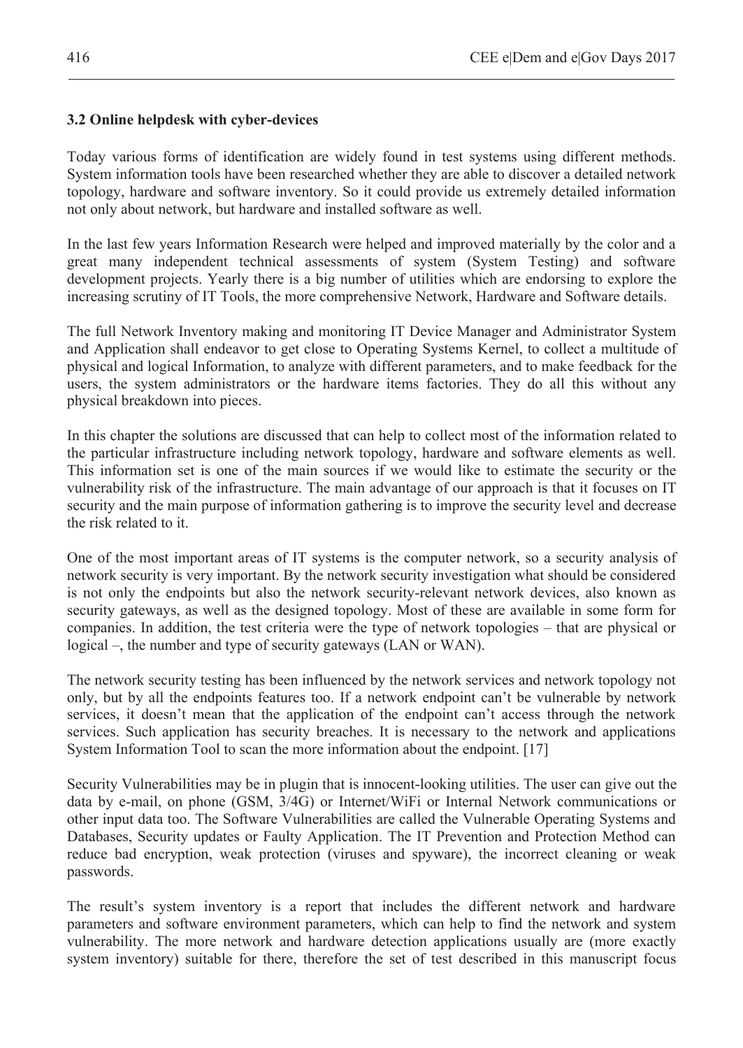### 3.2 Online helpdesk with cyber-devices

Today various forms of identification are widely found in test systems using different methods. System information tools have been researched whether they are able to discover a detailed network topology, hardware and software inventory. So it could provide us extremely detailed information not only about network, but hardware and installed software as well.

In the last few years Information Research were helped and improved materially by the color and a great many independent technical assessments of system (System Testing) and software development projects. Yearly there is a big number of utilities which are endorsing to explore the increasing scrutiny of IT Tools, the more comprehensive Network, Hardware and Software details.

The full Network Inventory making and monitoring IT Device Manager and Administrator System and Application shall endeavor to get close to Operating Systems Kernel, to collect a multitude of physical and logical Information, to analyze with different parameters, and to make feedback for the users, the system administrators or the hardware items factories. They do all this without any physical breakdown into pieces.

In this chapter the solutions are discussed that can help to collect most of the information related to the particular infrastructure including network topology, hardware and software elements as well. This information set is one of the main sources if we would like to estimate the security or the vulnerability risk of the infrastructure. The main advantage of our approach is that it focuses on IT security and the main purpose of information gathering is to improve the security level and decrease the risk related to it.

One of the most important areas of IT systems is the computer network, so a security analysis of network security is very important. By the network security investigation what should be considered is not only the endpoints but also the network security-relevant network devices, also known as security gateways, as well as the designed topology. Most of these are available in some form for companies. In addition, the test criteria were the type of network topologies – that are physical or logical –, the number and type of security gateways (LAN or WAN).

The network security testing has been influenced by the network services and network topology not only, but by all the endpoints features too. If a network endpoint can't be vulnerable by network services, it doesn't mean that the application of the endpoint can't access through the network services. Such application has security breaches. It is necessary to the network and applications System Information Tool to scan the more information about the endpoint. [17]

Security Vulnerabilities may be in plugin that is innocent-looking utilities. The user can give out the data by e-mail, on phone (GSM, 3/4G) or Internet/WiFi or Internal Network communications or other input data too. The Software Vulnerabilities are called the Vulnerable Operating Systems and Databases, Security updates or Faulty Application. The IT Prevention and Protection Method can reduce bad encryption, weak protection (viruses and spyware), the incorrect cleaning or weak passwords.

The result's system inventory is a report that includes the different network and hardware parameters and software environment parameters, which can help to find the network and system vulnerability. The more network and hardware detection applications usually are (more exactly system inventory) suitable for there, therefore the set of test described in this manuscript focus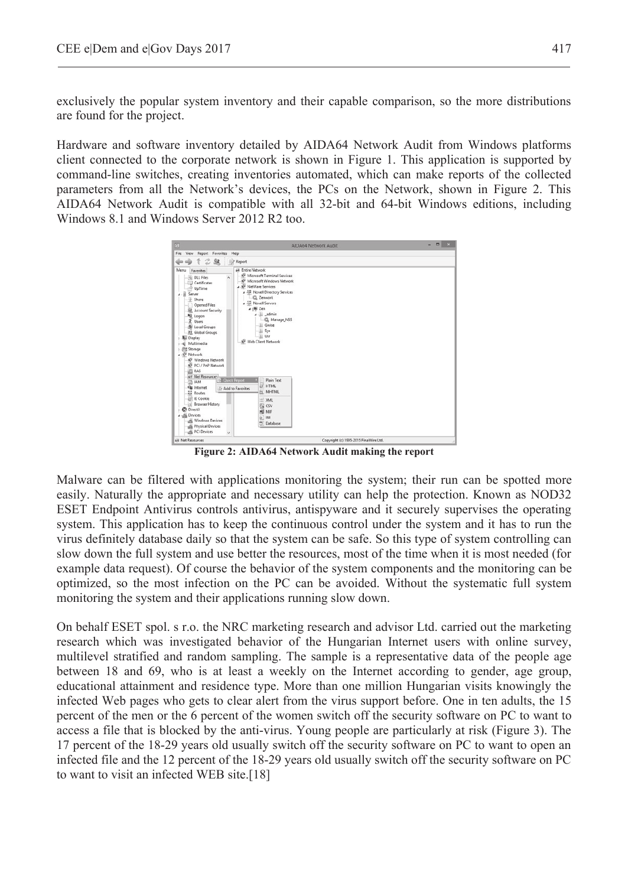exclusively the popular system inventory and their capable comparison, so the more distributions are found for the project.

Hardware and software inventory detailed by AIDA64 Network Audit from Windows platforms client connected to the corporate network is shown in Figure 1. This application is supported by command-line switches, creating inventories automated, which can make reports of the collected parameters from all the Network's devices, the PCs on the Network, shown in Figure 2. This AIDA64 Network Audit is compatible with all 32-bit and 64-bit Windows editions, including Windows 8.1 and Windows Server 2012 R2 too.

**Figure 2: AIDA64 Network Audit making the report**

Malware can be filtered with applications monitoring the system; their run can be spotted more easily. Naturally the appropriate and necessary utility can help the protection. Known as NOD32 ESET Endpoint Antivirus controls antivirus, antispyware and it securely supervises the operating system. This application has to keep the continuous control under the system and it has to run the virus definitely database daily so that the system can be safe. So this type of system controlling can slow down the full system and use better the resources, most of the time when it is most needed (for example data request). Of course the behavior of the system components and the monitoring can be optimized, so the most infection on the PC can be avoided. Without the systematic full system monitoring the system and their applications running slow down.

On behalf ESET spol. s r.o. the NRC marketing research and advisor Ltd. carried out the marketing research which was investigated behavior of the Hungarian Internet users with online survey, multilevel stratified and random sampling. The sample is a representative data of the people age between 18 and 69, who is at least a weekly on the Internet according to gender, age group, educational attainment and residence type. More than one million Hungarian visits knowingly the infected Web pages who gets to clear alert from the virus support before. One in ten adults, the 15 percent of the men or the 6 percent of the women switch off the security software on PC to want to access a file that is blocked by the anti-virus. Young people are particularly at risk (Figure 3). The 17 percent of the 18-29 years old usually switch off the security software on PC to want to open an infected file and the 12 percent of the 18-29 years old usually switch off the security software on PC to want to visit an infected WEB site.[18]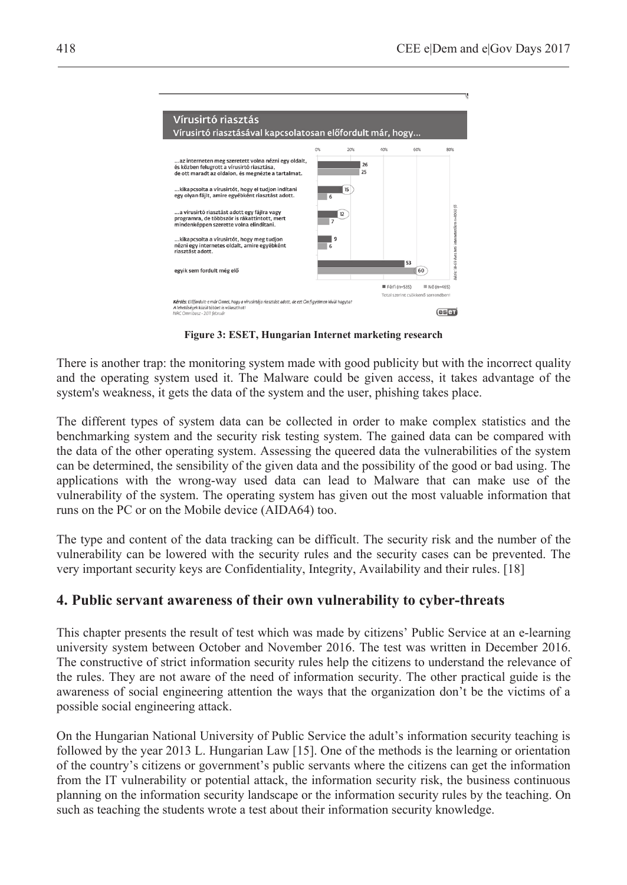**Figure 3: ESET, Hungarian Internet marketing research**

There is another trap: the monitoring system made with good publicity but with the incorrect quality and the operating system used it. The Malware could be given access, it takes advantage of the system's weakness, it gets the data of the system and the user, phishing takes place.

The different types of system data can be collected in order to make complex statistics and the benchmarking system and the security risk testing system. The gained data can be compared with the data of the other operating system. Assessing the queered data the vulnerabilities of the system can be determined, the sensibility of the given data and the possibility of the good or bad using. The applications with the wrong-way used data can lead to Malware that can make use of the vulnerability of the system. The operating system has given out the most valuable information that runs on the PC or on the Mobile device (AIDA64) too.

The type and content of the data tracking can be difficult. The security risk and the number of the vulnerability can be lowered with the security rules and the security cases can be prevented. The very important security keys are Confidentiality, Integrity, Availability and their rules. [18]

## 4. Public servant awareness of their own vulnerability to cyber-threats

This chapter presents the result of test which was made by citizens' Public Service at an e-learning university system between October and November 2016. The test was written in December 2016. The constructive of strict information security rules help the citizens to understand the relevance of the rules. They are not aware of the need of information security. The other practical guide is the awareness of social engineering attention the ways that the organization don't be the victims of a possible social engineering attack.

On the Hungarian National University of Public Service the adult's information security teaching is followed by the year 2013 L. Hungarian Law [15]. One of the methods is the learning or orientation of the country's citizens or government's public servants where the citizens can get the information from the IT vulnerability or potential attack, the information security risk, the business continuous planning on the information security landscape or the information security rules by the teaching. On such as teaching the students wrote a test about their information security knowledge.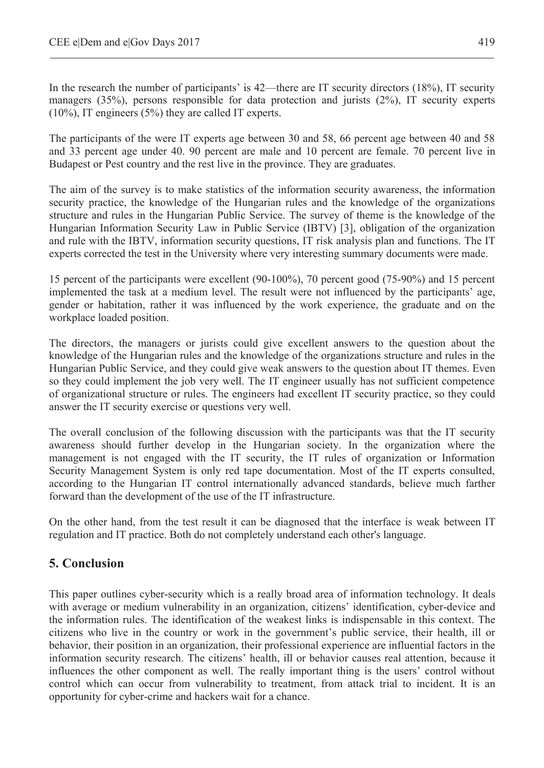In the research the number of participants' is 42—there are IT security directors (18%), IT security managers (35%), persons responsible for data protection and jurists (2%), IT security experts (10%), IT engineers (5%) they are called IT experts.

The participants of the were IT experts age between 30 and 58, 66 percent age between 40 and 58 and 33 percent age under 40. 90 percent are male and 10 percent are female. 70 percent live in Budapest or Pest country and the rest live in the province. They are graduates.

The aim of the survey is to make statistics of the information security awareness, the information security practice, the knowledge of the Hungarian rules and the knowledge of the organizations structure and rules in the Hungarian Public Service. The survey of theme is the knowledge of the Hungarian Information Security Law in Public Service (IBTV) [3], obligation of the organization and rule with the IBTV, information security questions, IT risk analysis plan and functions. The IT experts corrected the test in the University where very interesting summary documents were made.

15 percent of the participants were excellent (90-100%), 70 percent good (75-90%) and 15 percent implemented the task at a medium level. The result were not influenced by the participants' age, gender or habitation, rather it was influenced by the work experience, the graduate and on the workplace loaded position.

The directors, the managers or jurists could give excellent answers to the question about the knowledge of the Hungarian rules and the knowledge of the organizations structure and rules in the Hungarian Public Service, and they could give weak answers to the question about IT themes. Even so they could implement the job very well. The IT engineer usually has not sufficient competence of organizational structure or rules. The engineers had excellent IT security practice, so they could answer the IT security exercise or questions very well.

The overall conclusion of the following discussion with the participants was that the IT security awareness should further develop in the Hungarian society. In the organization where the management is not engaged with the IT security, the IT rules of organization or Information Security Management System is only red tape documentation. Most of the IT experts consulted, according to the Hungarian IT control internationally advanced standards, believe much farther forward than the development of the use of the IT infrastructure.

On the other hand, from the test result it can be diagnosed that the interface is weak between IT regulation and IT practice. Both do not completely understand each other's language.

## 5. Conclusion

This paper outlines cyber-security which is a really broad area of information technology. It deals with average or medium vulnerability in an organization, citizens' identification, cyber-device and the information rules. The identification of the weakest links is indispensable in this context. The citizens who live in the country or work in the government's public service, their health, ill or behavior, their position in an organization, their professional experience are influential factors in the information security research. The citizens' health, ill or behavior causes real attention, because it influences the other component as well. The really important thing is the users' control without control which can occur from vulnerability to treatment, from attack trial to incident. It is an opportunity for cyber-crime and hackers wait for a chance.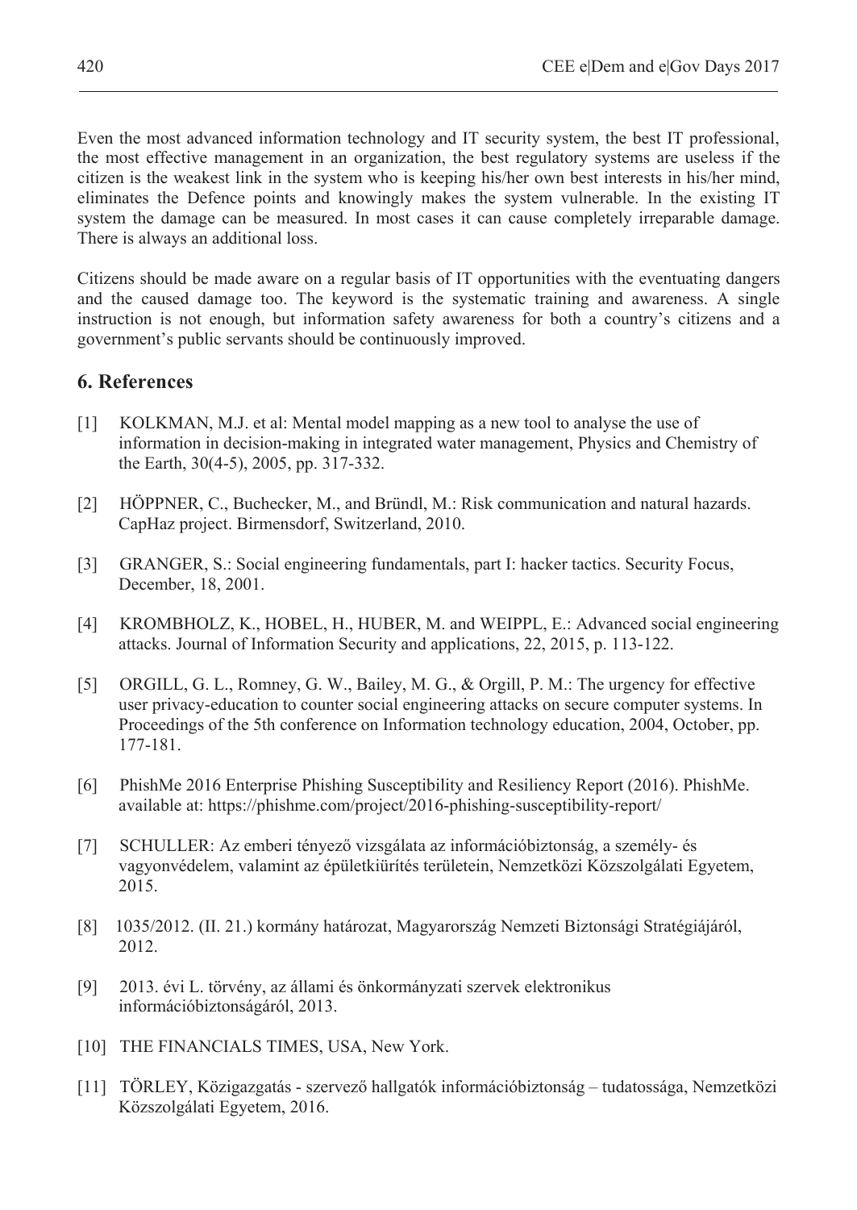Even the most advanced information technology and IT security system, the best IT professional, the most effective management in an organization, the best regulatory systems are useless if the citizen is the weakest link in the system who is keeping his/her own best interests in his/her mind, eliminates the Defence points and knowingly makes the system vulnerable. In the existing IT system the damage can be measured. In most cases it can cause completely irreparable damage. There is always an additional loss.

Citizens should be made aware on a regular basis of IT opportunities with the eventuating dangers and the caused damage too. The keyword is the systematic training and awareness. A single instruction is not enough, but information safety awareness for both a country's citizens and a government's public servants should be continuously improved.

## 6. References

[1] KOLKMAN, M.J. et al: Mental model mapping as a new tool to analyse the use of information in decision-making in integrated water management, Physics and Chemistry of the Earth, 30(4-5), 2005, pp. 317-332.

[2] HÖPPNER, C., Buchecker, M., and Bründl, M.: Risk communication and natural hazards. CapHaz project. Birmensdorf, Switzerland, 2010.

[3] GRANGER, S.: Social engineering fundamentals, part I: hacker tactics. Security Focus, December, 18, 2001.

[4] KROMBHOLZ, K., HOBEL, H., HUBER, M. and WEIPPL, E.: Advanced social engineering attacks. Journal of Information Security and applications, 22, 2015, p. 113-122.

[5] ORGILL, G. L., Romney, G. W., Bailey, M. G., & Orgill, P. M.: The urgency for effective user privacy-education to counter social engineering attacks on secure computer systems. In Proceedings of the 5th conference on Information technology education, 2004, October, pp. 177-181.

[6] PhishMe 2016 Enterprise Phishing Susceptibility and Resiliency Report (2016). PhishMe. available at: https://phishme.com/project/2016-phishing-susceptibility-report/

[7] SCHULLER: Az emberi tényező vizsgálata az információbiztonság, a személy- és vagyonvédelem, valamint az épületkiürítés területein, Nemzetközi Közszolgálati Egyetem, 2015.

[8] 1035/2012. (II. 21.) kormány határozat, Magyarország Nemzeti Biztonsági Stratégiájáról, 2012.

[9] 2013. évi L. törvény, az állami és önkormányzati szervek elektronikus információbiztonságáról, 2013.

[10] THE FINANCIALS TIMES, USA, New York.

[11] TÖRLEY, Közigazgatás - szervező hallgatók információbiztonság – tudatossága, Nemzetközi Közszolgálati Egyetem, 2016.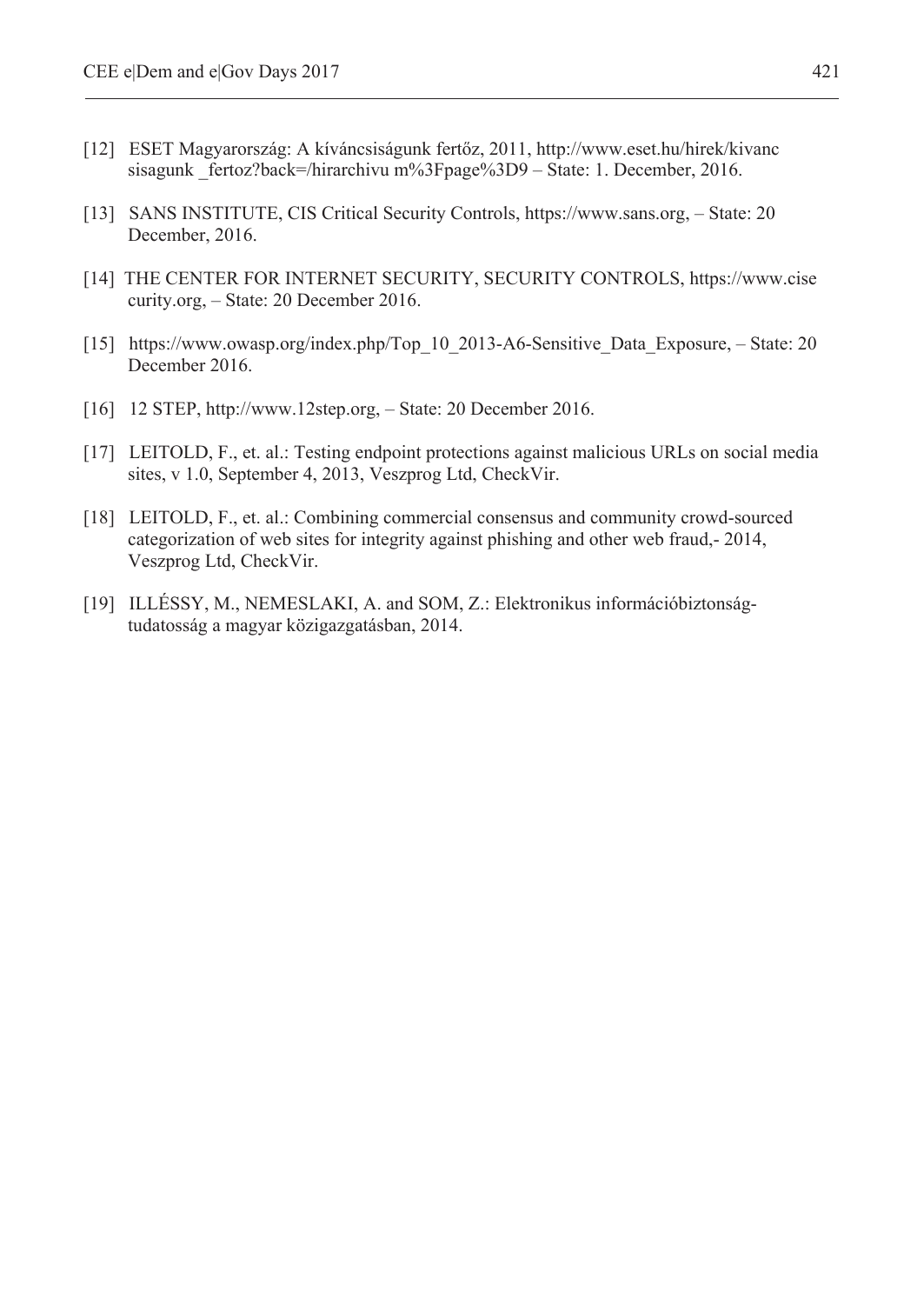[12] ESET Magyarország: A kíváncsiságunk fertőz, 2011, http://www.eset.hu/hirek/kivanc sisagunk _fertoz?back=/hirarchivu m%3Fpage%3D9 – State: 1. December, 2016.

[13] SANS INSTITUTE, CIS Critical Security Controls, https://www.sans.org, – State: 20 December, 2016.

[14] THE CENTER FOR INTERNET SECURITY, SECURITY CONTROLS, https://www.cise curity.org, – State: 20 December 2016.

[15] https://www.owasp.org/index.php/Top_10_2013-A6-Sensitive_Data_Exposure, – State: 20 December 2016.

[16] 12 STEP, http://www.12step.org, – State: 20 December 2016.

[17] LEITOLD, F., et. al.: Testing endpoint protections against malicious URLs on social media sites, v 1.0, September 4, 2013, Veszprog Ltd, CheckVir.

[18] LEITOLD, F., et. al.: Combining commercial consensus and community crowd-sourced categorization of web sites for integrity against phishing and other web fraud,- 2014, Veszprog Ltd, CheckVir.

[19] ILLÉSSY, M., NEMESLAKI, A. and SOM, Z.: Elektronikus információbiztonság-tudatosság a magyar közigazgatásban, 2014.